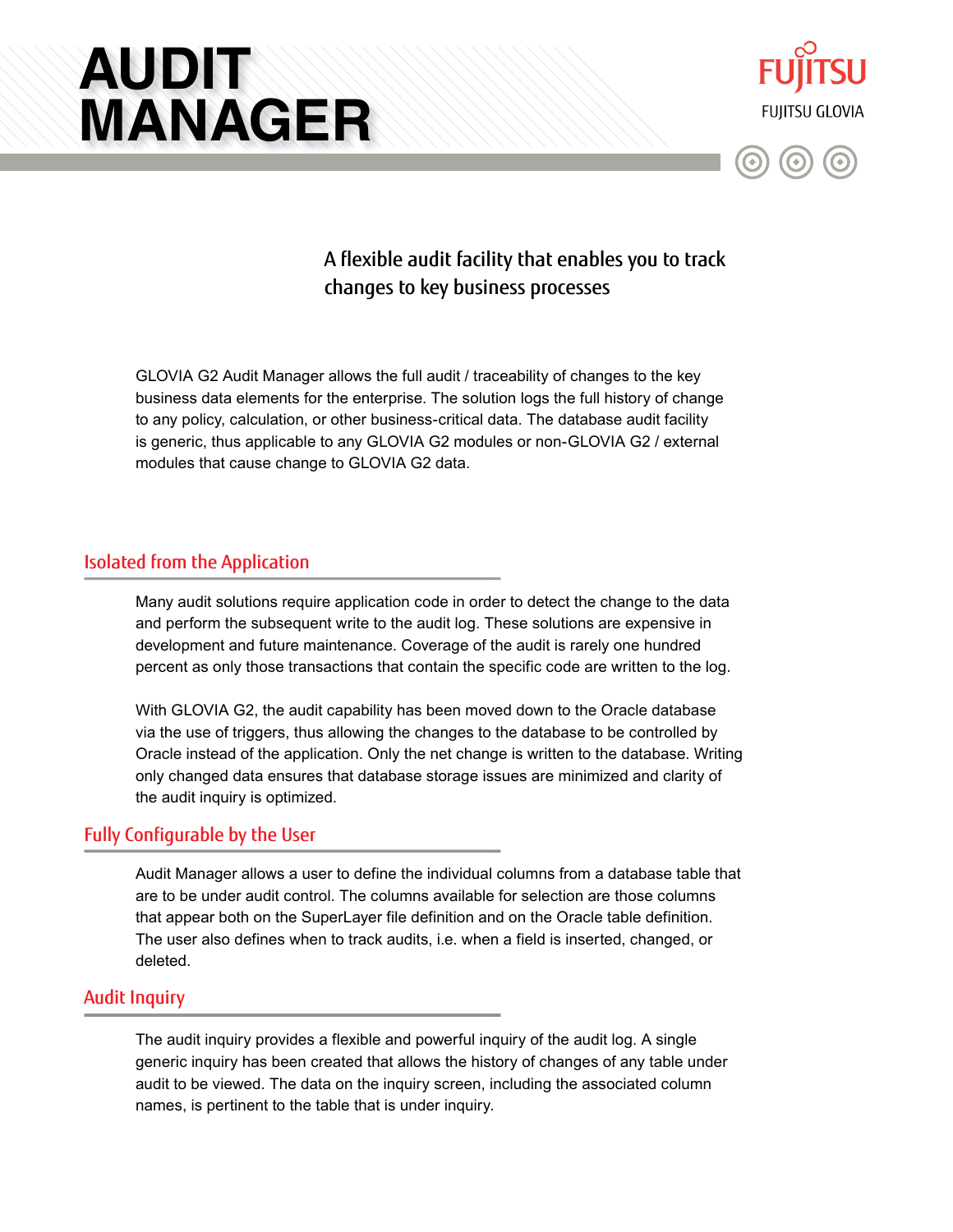# AUDIT MANAGER

FUJITSU

FUJITSU GLOVIA

A flexible audit facility that enables you to track changes to key business processes

GLOVIA G2 Audit Manager allows the full audit / traceability of changes to the key business data elements for the enterprise. The solution logs the full history of change to any policy, calculation, or other business-critical data. The database audit facility is generic, thus applicable to any GLOVIA G2 modules or non-GLOVIA G2 / external modules that cause change to GLOVIA G2 data.

## Isolated from the Application

Many audit solutions require application code in order to detect the change to the data and perform the subsequent write to the audit log. These solutions are expensive in development and future maintenance. Coverage of the audit is rarely one hundred percent as only those transactions that contain the specific code are written to the log.

With GLOVIA G2, the audit capability has been moved down to the Oracle database via the use of triggers, thus allowing the changes to the database to be controlled by Oracle instead of the application. Only the net change is written to the database. Writing only changed data ensures that database storage issues are minimized and clarity of the audit inquiry is optimized.

## Fully Configurable by the User

Audit Manager allows a user to define the individual columns from a database table that are to be under audit control. The columns available for selection are those columns that appear both on the SuperLayer file definition and on the Oracle table definition. The user also defines when to track audits, i.e. when a field is inserted, changed, or deleted.

## Audit Inquiry

The audit inquiry provides a flexible and powerful inquiry of the audit log. A single generic inquiry has been created that allows the history of changes of any table under audit to be viewed. The data on the inquiry screen, including the associated column names, is pertinent to the table that is under inquiry.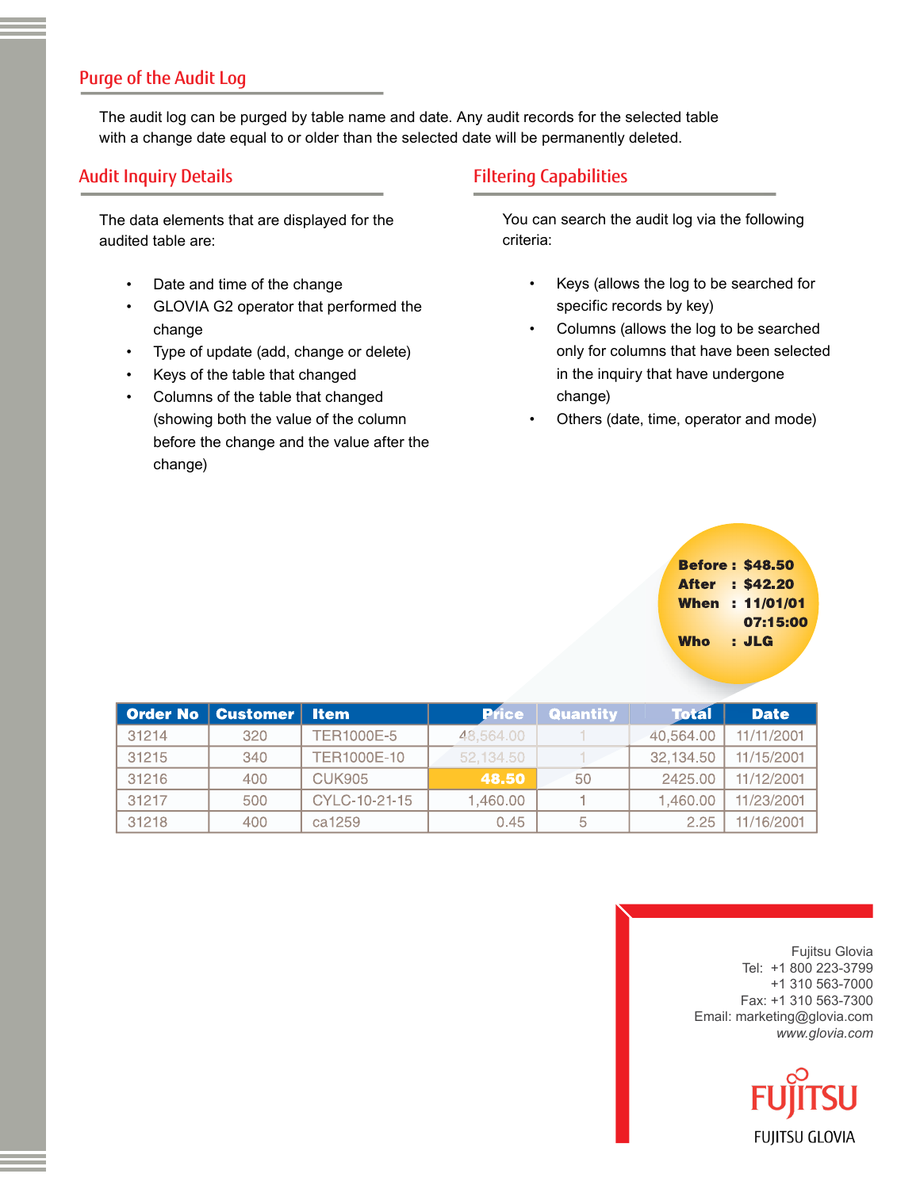## Purge of the Audit Log

The audit log can be purged by table name and date. Any audit records for the selected table with a change date equal to or older than the selected date will be permanently deleted.

## Audit Inquiry Details

The data elements that are displayed for the audited table are:

- Date and time of the change
- GLOVIA G2 operator that performed the change
- Type of update (add, change or delete)
- Keys of the table that changed
- Columns of the table that changed (showing both the value of the column before the change and the value after the change)

## Filtering Capabilities

You can search the audit log via the following criteria:

- Keys (allows the log to be searched for specific records by key)
- Columns (allows the log to be searched only for columns that have been selected in the inquiry that have undergone change)
- Others (date, time, operator and mode)

**Before : $48.50**
**After : $42.20**
**When : 11/01/01 07:15:00**
**Who : JLG**

| Order No | Customer | Item | Price | Quantity | Total | Date |
|---|---|---|---|---|---|---|
| 31214 | 320 | TER1000E-5 | 48,564.00 | 1 | 40,564.00 | 11/11/2001 |
| 31215 | 340 | TER1000E-10 | 52,134.50 | 1 | 32,134.50 | 11/15/2001 |
| 31216 | 400 | CUK905 | 48.50 | 50 | 2425.00 | 11/12/2001 |
| 31217 | 500 | CYLC-10-21-15 | 1,460.00 | 1 | 1,460.00 | 11/23/2001 |
| 31218 | 400 | ca1259 | 0.45 | 5 | 2.25 | 11/16/2001 |

Fujitsu Glovia
Tel: +1 800 223-3799
+1 310 563-7000
Fax: +1 310 563-7300
Email: marketing@glovia.com
*www.glovia.com*

FUJITSU

FUJITSU GLOVIA